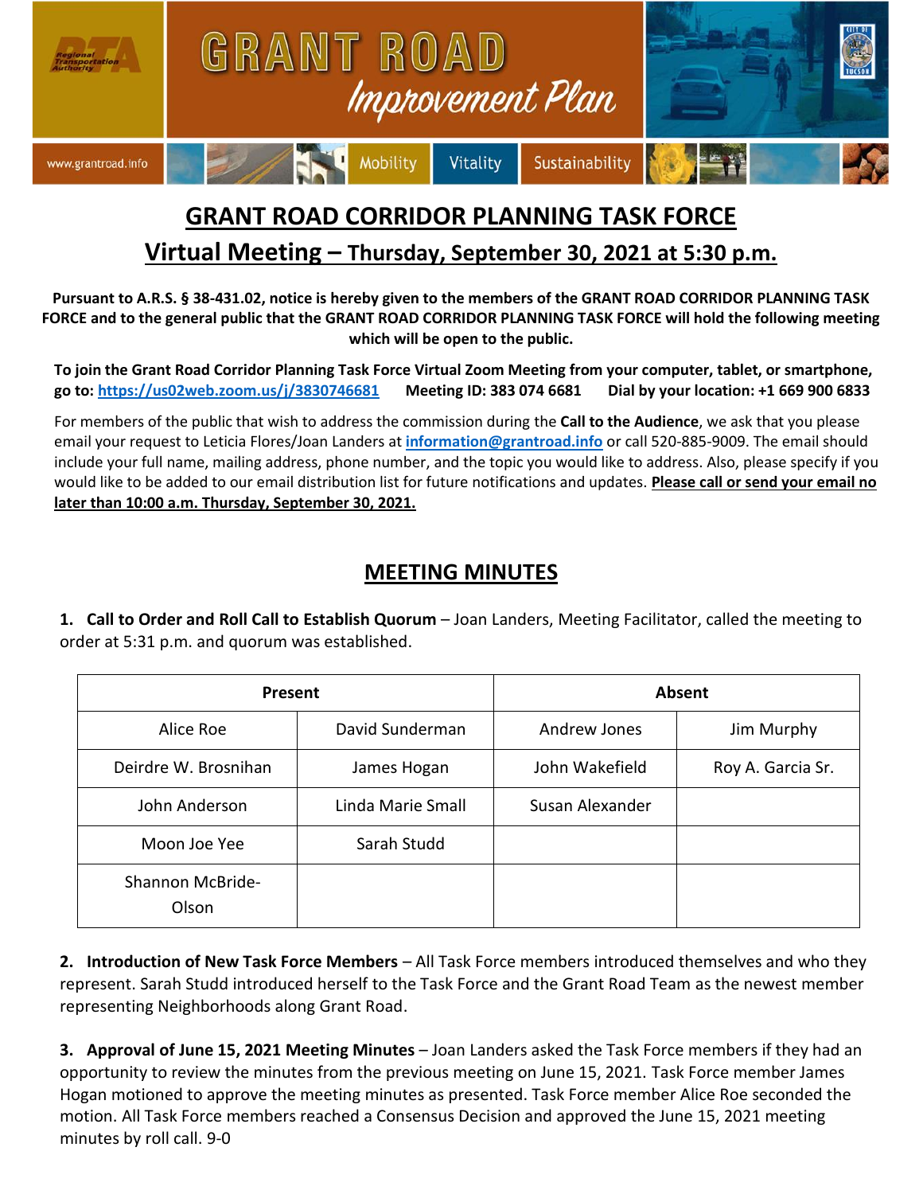GRANT ROAD *Improvement Plan*

www.grantroad.info | Mobility | Vitality | Sustainability

# GRANT ROAD CORRIDOR PLANNING TASK FORCE

## Virtual Meeting – Thursday, September 30, 2021 at 5:30 p.m.

**Pursuant to A.R.S. § 38-431.02, notice is hereby given to the members of the GRANT ROAD CORRIDOR PLANNING TASK FORCE and to the general public that the GRANT ROAD CORRIDOR PLANNING TASK FORCE will hold the following meeting which will be open to the public.**

**To join the Grant Road Corridor Planning Task Force Virtual Zoom Meeting from your computer, tablet, or smartphone, go to: https://us02web.zoom.us/j/3830746681 Meeting ID: 383 074 6681 Dial by your location: +1 669 900 6833**

For members of the public that wish to address the commission during the **Call to the Audience**, we ask that you please email your request to Leticia Flores/Joan Landers at **information@grantroad.info** or call 520-885-9009. The email should include your full name, mailing address, phone number, and the topic you would like to address. Also, please specify if you would like to be added to our email distribution list for future notifications and updates. **Please call or send your email no later than 10:00 a.m. Thursday, September 30, 2021.**

## MEETING MINUTES

1. **Call to Order and Roll Call to Establish Quorum** – Joan Landers, Meeting Facilitator, called the meeting to order at 5:31 p.m. and quorum was established.

| Present | | Absent | |
|---|---|---|---|
| Alice Roe | David Sunderman | Andrew Jones | Jim Murphy |
| Deirdre W. Brosnihan | James Hogan | John Wakefield | Roy A. Garcia Sr. |
| John Anderson | Linda Marie Small | Susan Alexander | |
| Moon Joe Yee | Sarah Studd | | |
| Shannon McBride-Olson | | | |

2. **Introduction of New Task Force Members** – All Task Force members introduced themselves and who they represent. Sarah Studd introduced herself to the Task Force and the Grant Road Team as the newest member representing Neighborhoods along Grant Road.

3. **Approval of June 15, 2021 Meeting Minutes** – Joan Landers asked the Task Force members if they had an opportunity to review the minutes from the previous meeting on June 15, 2021. Task Force member James Hogan motioned to approve the meeting minutes as presented. Task Force member Alice Roe seconded the motion. All Task Force members reached a Consensus Decision and approved the June 15, 2021 meeting minutes by roll call. 9-0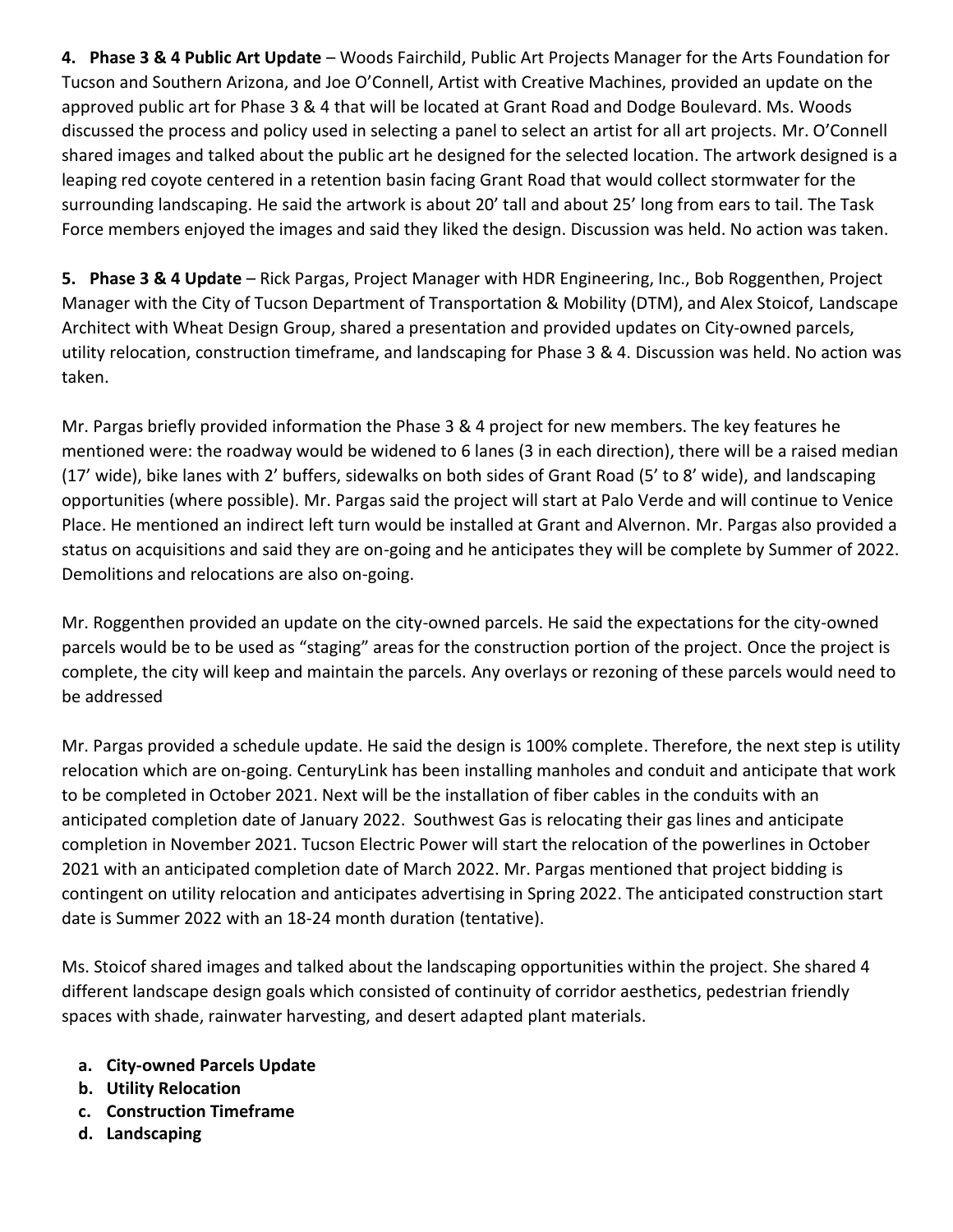**4. Phase 3 & 4 Public Art Update** – Woods Fairchild, Public Art Projects Manager for the Arts Foundation for Tucson and Southern Arizona, and Joe O'Connell, Artist with Creative Machines, provided an update on the approved public art for Phase 3 & 4 that will be located at Grant Road and Dodge Boulevard. Ms. Woods discussed the process and policy used in selecting a panel to select an artist for all art projects. Mr. O'Connell shared images and talked about the public art he designed for the selected location. The artwork designed is a leaping red coyote centered in a retention basin facing Grant Road that would collect stormwater for the surrounding landscaping. He said the artwork is about 20' tall and about 25' long from ears to tail. The Task Force members enjoyed the images and said they liked the design. Discussion was held. No action was taken.

**5. Phase 3 & 4 Update** – Rick Pargas, Project Manager with HDR Engineering, Inc., Bob Roggenthen, Project Manager with the City of Tucson Department of Transportation & Mobility (DTM), and Alex Stoicof, Landscape Architect with Wheat Design Group, shared a presentation and provided updates on City-owned parcels, utility relocation, construction timeframe, and landscaping for Phase 3 & 4. Discussion was held. No action was taken.

Mr. Pargas briefly provided information the Phase 3 & 4 project for new members. The key features he mentioned were: the roadway would be widened to 6 lanes (3 in each direction), there will be a raised median (17' wide), bike lanes with 2' buffers, sidewalks on both sides of Grant Road (5' to 8' wide), and landscaping opportunities (where possible). Mr. Pargas said the project will start at Palo Verde and will continue to Venice Place. He mentioned an indirect left turn would be installed at Grant and Alvernon. Mr. Pargas also provided a status on acquisitions and said they are on-going and he anticipates they will be complete by Summer of 2022. Demolitions and relocations are also on-going.

Mr. Roggenthen provided an update on the city-owned parcels. He said the expectations for the city-owned parcels would be to be used as "staging" areas for the construction portion of the project. Once the project is complete, the city will keep and maintain the parcels. Any overlays or rezoning of these parcels would need to be addressed

Mr. Pargas provided a schedule update. He said the design is 100% complete. Therefore, the next step is utility relocation which are on-going. CenturyLink has been installing manholes and conduit and anticipate that work to be completed in October 2021. Next will be the installation of fiber cables in the conduits with an anticipated completion date of January 2022. Southwest Gas is relocating their gas lines and anticipate completion in November 2021. Tucson Electric Power will start the relocation of the powerlines in October 2021 with an anticipated completion date of March 2022. Mr. Pargas mentioned that project bidding is contingent on utility relocation and anticipates advertising in Spring 2022. The anticipated construction start date is Summer 2022 with an 18-24 month duration (tentative).

Ms. Stoicof shared images and talked about the landscaping opportunities within the project. She shared 4 different landscape design goals which consisted of continuity of corridor aesthetics, pedestrian friendly spaces with shade, rainwater harvesting, and desert adapted plant materials.

- **a. City-owned Parcels Update**
- **b. Utility Relocation**
- **c. Construction Timeframe**
- **d. Landscaping**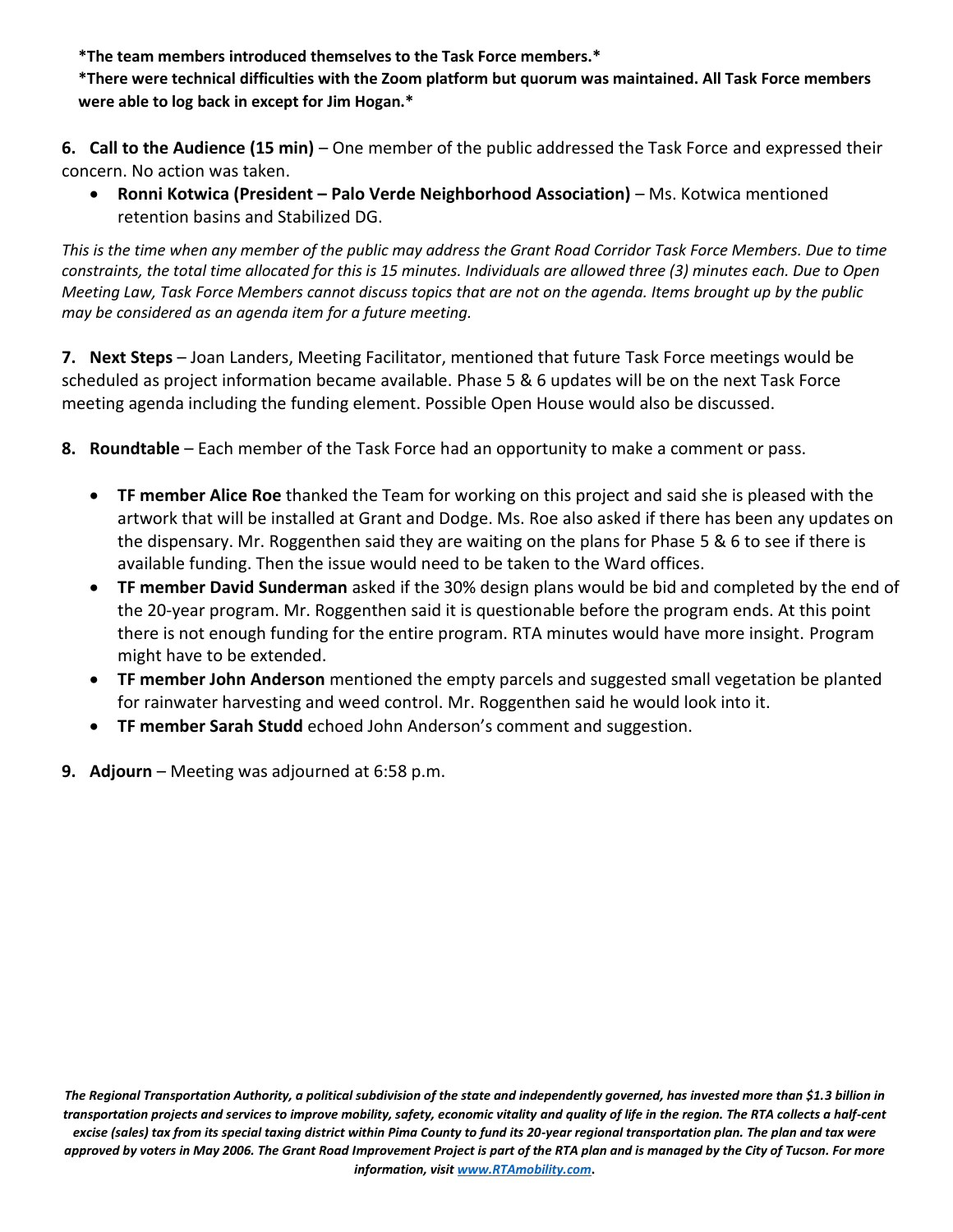**\*The team members introduced themselves to the Task Force members.\***

**\*There were technical difficulties with the Zoom platform but quorum was maintained. All Task Force members were able to log back in except for Jim Hogan.\***

**6. Call to the Audience (15 min)** – One member of the public addressed the Task Force and expressed their concern. No action was taken.

- **Ronni Kotwica (President – Palo Verde Neighborhood Association)** – Ms. Kotwica mentioned retention basins and Stabilized DG.

*This is the time when any member of the public may address the Grant Road Corridor Task Force Members. Due to time constraints, the total time allocated for this is 15 minutes. Individuals are allowed three (3) minutes each. Due to Open Meeting Law, Task Force Members cannot discuss topics that are not on the agenda. Items brought up by the public may be considered as an agenda item for a future meeting.*

**7. Next Steps** – Joan Landers, Meeting Facilitator, mentioned that future Task Force meetings would be scheduled as project information became available. Phase 5 & 6 updates will be on the next Task Force meeting agenda including the funding element. Possible Open House would also be discussed.

**8. Roundtable** – Each member of the Task Force had an opportunity to make a comment or pass.

- **TF member Alice Roe** thanked the Team for working on this project and said she is pleased with the artwork that will be installed at Grant and Dodge. Ms. Roe also asked if there has been any updates on the dispensary. Mr. Roggenthen said they are waiting on the plans for Phase 5 & 6 to see if there is available funding. Then the issue would need to be taken to the Ward offices.
- **TF member David Sunderman** asked if the 30% design plans would be bid and completed by the end of the 20-year program. Mr. Roggenthen said it is questionable before the program ends. At this point there is not enough funding for the entire program. RTA minutes would have more insight. Program might have to be extended.
- **TF member John Anderson** mentioned the empty parcels and suggested small vegetation be planted for rainwater harvesting and weed control. Mr. Roggenthen said he would look into it.
- **TF member Sarah Studd** echoed John Anderson's comment and suggestion.

**9. Adjourn** – Meeting was adjourned at 6:58 p.m.

***The Regional Transportation Authority, a political subdivision of the state and independently governed, has invested more than $1.3 billion in transportation projects and services to improve mobility, safety, economic vitality and quality of life in the region. The RTA collects a half-cent excise (sales) tax from its special taxing district within Pima County to fund its 20-year regional transportation plan. The plan and tax were approved by voters in May 2006. The Grant Road Improvement Project is part of the RTA plan and is managed by the City of Tucson. For more information, visit [www.RTAmobility.com](http://www.RTAmobility.com).***